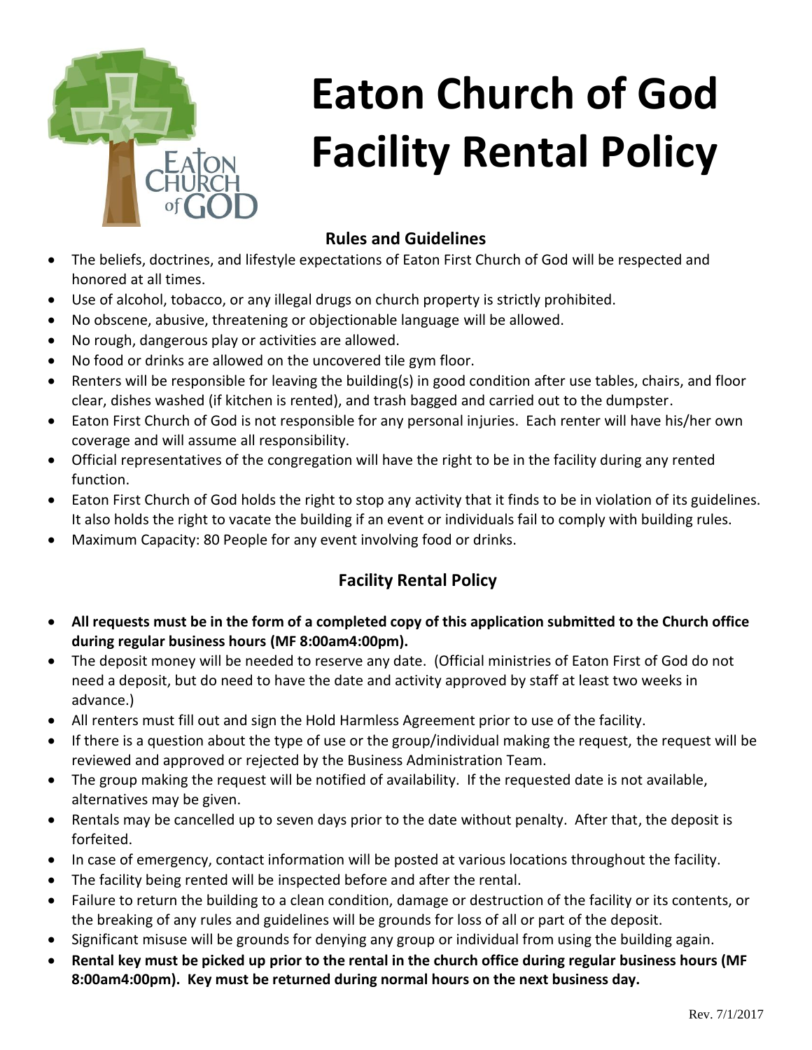# Eaton Church of God Facility Rental Policy

## Rules and Guidelines

- The beliefs, doctrines, and lifestyle expectations of Eaton First Church of God will be respected and honored at all times.
- Use of alcohol, tobacco, or any illegal drugs on church property is strictly prohibited.
- No obscene, abusive, threatening or objectionable language will be allowed.
- No rough, dangerous play or activities are allowed.
- No food or drinks are allowed on the uncovered tile gym floor.
- Renters will be responsible for leaving the building(s) in good condition after use tables, chairs, and floor clear, dishes washed (if kitchen is rented), and trash bagged and carried out to the dumpster.
- Eaton First Church of God is not responsible for any personal injuries. Each renter will have his/her own coverage and will assume all responsibility.
- Official representatives of the congregation will have the right to be in the facility during any rented function.
- Eaton First Church of God holds the right to stop any activity that it finds to be in violation of its guidelines. It also holds the right to vacate the building if an event or individuals fail to comply with building rules.
- Maximum Capacity: 80 People for any event involving food or drinks.

## Facility Rental Policy

- **All requests must be in the form of a completed copy of this application submitted to the Church office during regular business hours (MF 8:00am4:00pm).**
- The deposit money will be needed to reserve any date. (Official ministries of Eaton First of God do not need a deposit, but do need to have the date and activity approved by staff at least two weeks in advance.)
- All renters must fill out and sign the Hold Harmless Agreement prior to use of the facility.
- If there is a question about the type of use or the group/individual making the request, the request will be reviewed and approved or rejected by the Business Administration Team.
- The group making the request will be notified of availability. If the requested date is not available, alternatives may be given.
- Rentals may be cancelled up to seven days prior to the date without penalty. After that, the deposit is forfeited.
- In case of emergency, contact information will be posted at various locations throughout the facility.
- The facility being rented will be inspected before and after the rental.
- Failure to return the building to a clean condition, damage or destruction of the facility or its contents, or the breaking of any rules and guidelines will be grounds for loss of all or part of the deposit.
- Significant misuse will be grounds for denying any group or individual from using the building again.
- **Rental key must be picked up prior to the rental in the church office during regular business hours (MF 8:00am4:00pm). Key must be returned during normal hours on the next business day.**

Rev. 7/1/2017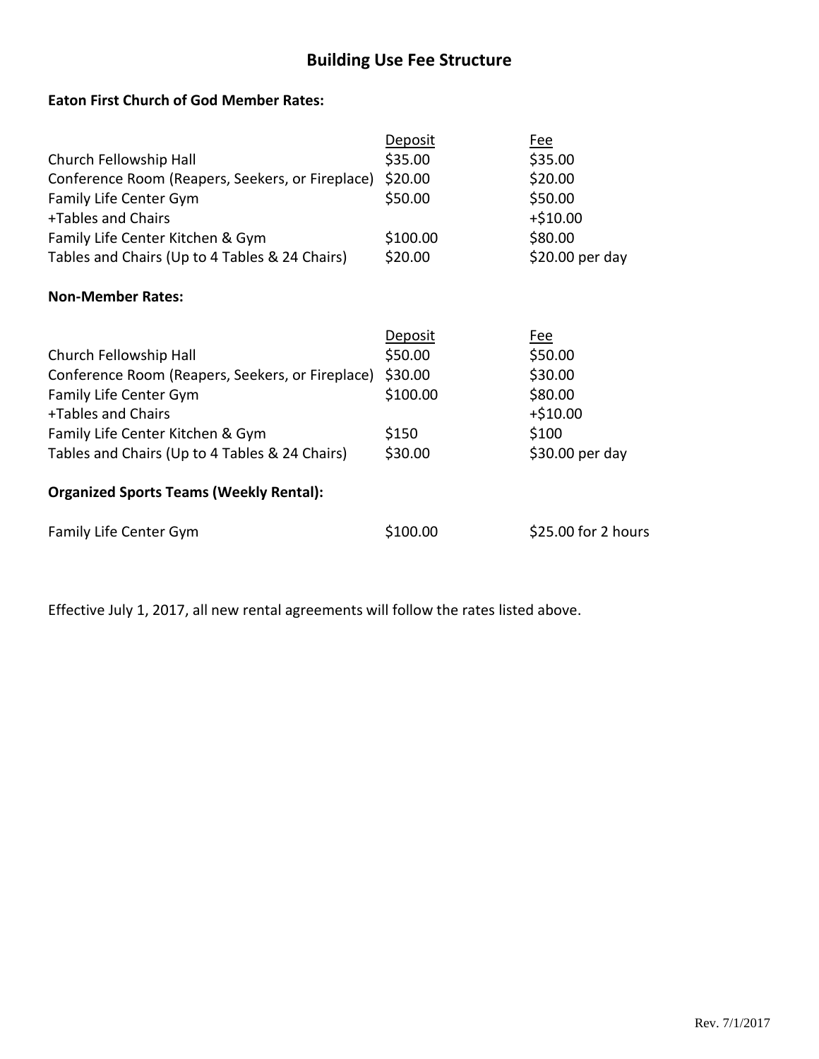# Building Use Fee Structure

**Eaton First Church of God Member Rates:**

| | Deposit | Fee |
|---|---|---|
| Church Fellowship Hall | $35.00 | $35.00 |
| Conference Room (Reapers, Seekers, or Fireplace) | $20.00 | $20.00 |
| Family Life Center Gym | $50.00 | $50.00 |
| +Tables and Chairs | | +$10.00 |
| Family Life Center Kitchen & Gym | $100.00 | $80.00 |
| Tables and Chairs (Up to 4 Tables & 24 Chairs) | $20.00 | $20.00 per day |

**Non-Member Rates:**

| | Deposit | Fee |
|---|---|---|
| Church Fellowship Hall | $50.00 | $50.00 |
| Conference Room (Reapers, Seekers, or Fireplace) | $30.00 | $30.00 |
| Family Life Center Gym | $100.00 | $80.00 |
| +Tables and Chairs | | +$10.00 |
| Family Life Center Kitchen & Gym | $150 | $100 |
| Tables and Chairs (Up to 4 Tables & 24 Chairs) | $30.00 | $30.00 per day |

**Organized Sports Teams (Weekly Rental):**

| | | |
|---|---|---|
| Family Life Center Gym | $100.00 | $25.00 for 2 hours |

Effective July 1, 2017, all new rental agreements will follow the rates listed above.

Rev. 7/1/2017